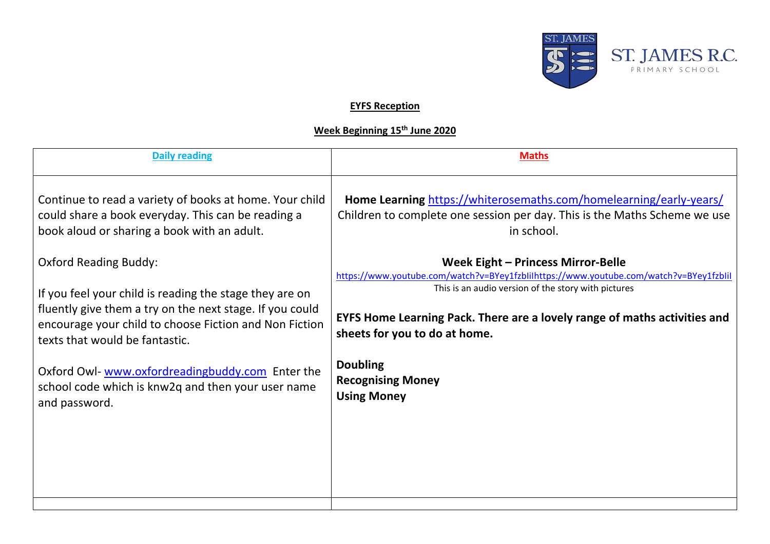ST. JAMES R.C.
PRIMARY SCHOOL

**EYFS Reception**

**Week Beginning 15th June 2020**

| **Daily reading** | **Maths** |
|---|---|
| Continue to read a variety of books at home. Your child could share a book everyday. This can be reading a book aloud or sharing a book with an adult.<br><br>Oxford Reading Buddy:<br><br>If you feel your child is reading the stage they are on fluently give them a try on the next stage. If you could encourage your child to choose Fiction and Non Fiction texts that would be fantastic.<br><br>Oxford Owl- www.oxfordreadingbuddy.com Enter the school code which is knw2q and then your user name and password. | **Home Learning** https://whiterosemaths.com/homelearning/early-years/ Children to complete one session per day. This is the Maths Scheme we use in school.<br><br>**Week Eight – Princess Mirror-Belle**<br>https://www.youtube.com/watch?v=BYey1fzbIiIhttps://www.youtube.com/watch?v=BYey1fzbIiI<br>This is an audio version of the story with pictures<br><br>**EYFS Home Learning Pack. There are a lovely range of maths activities and sheets for you to do at home.**<br><br>**Doubling**<br>**Recognising Money**<br>**Using Money** |
| | |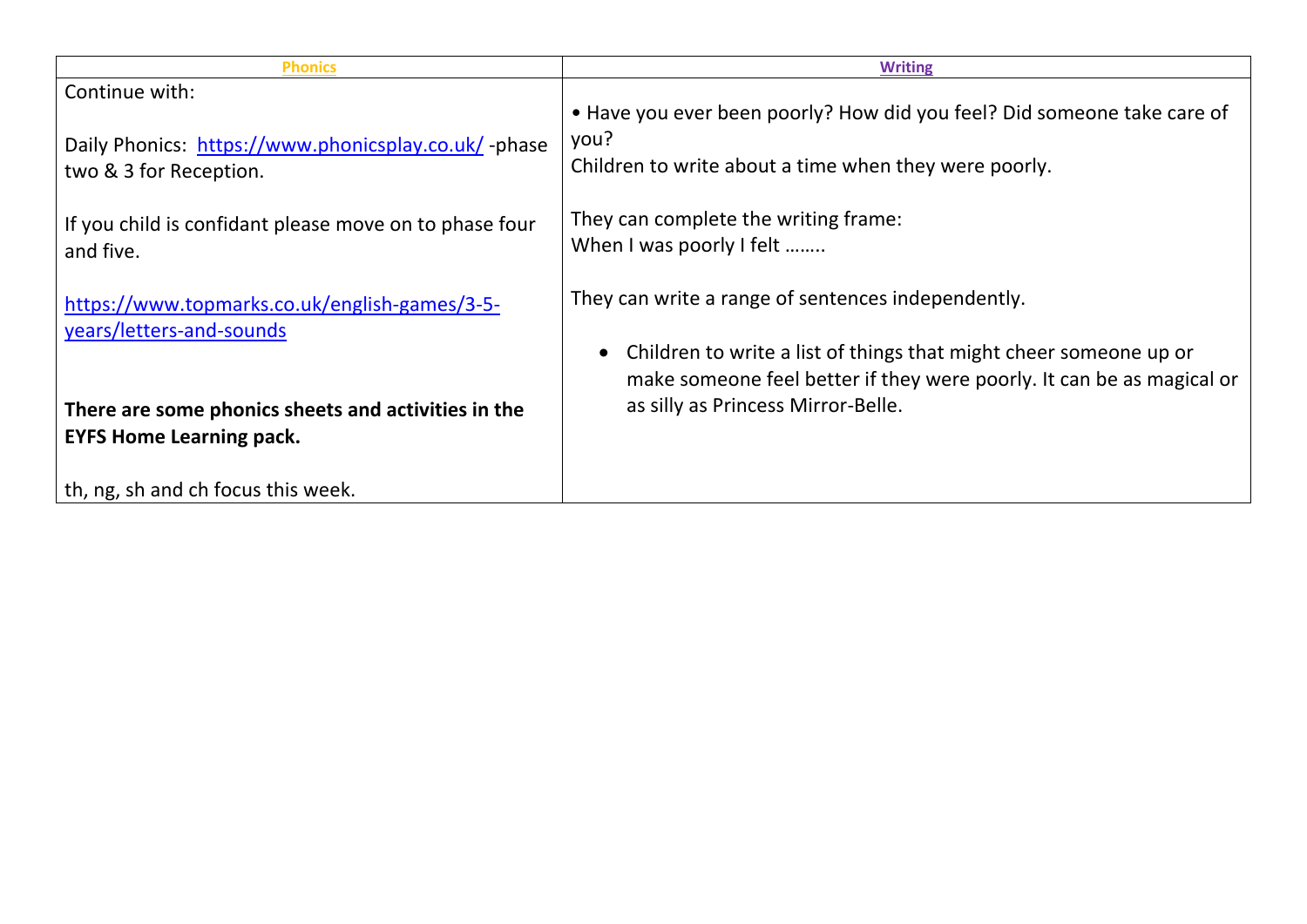| Phonics | Writing |
| --- | --- |
| Continue with:<br><br>Daily Phonics: https://www.phonicsplay.co.uk/ -phase two & 3 for Reception.<br><br>If you child is confidant please move on to phase four and five.<br><br>https://www.topmarks.co.uk/english-games/3-5-years/letters-and-sounds<br><br>**There are some phonics sheets and activities in the EYFS Home Learning pack.**<br><br>th, ng, sh and ch focus this week. | • Have you ever been poorly? How did you feel? Did someone take care of you?<br>Children to write about a time when they were poorly.<br><br>They can complete the writing frame:<br>When I was poorly I felt ……..<br><br>They can write a range of sentences independently.<br><br>• Children to write a list of things that might cheer someone up or make someone feel better if they were poorly. It can be as magical or as silly as Princess Mirror-Belle. |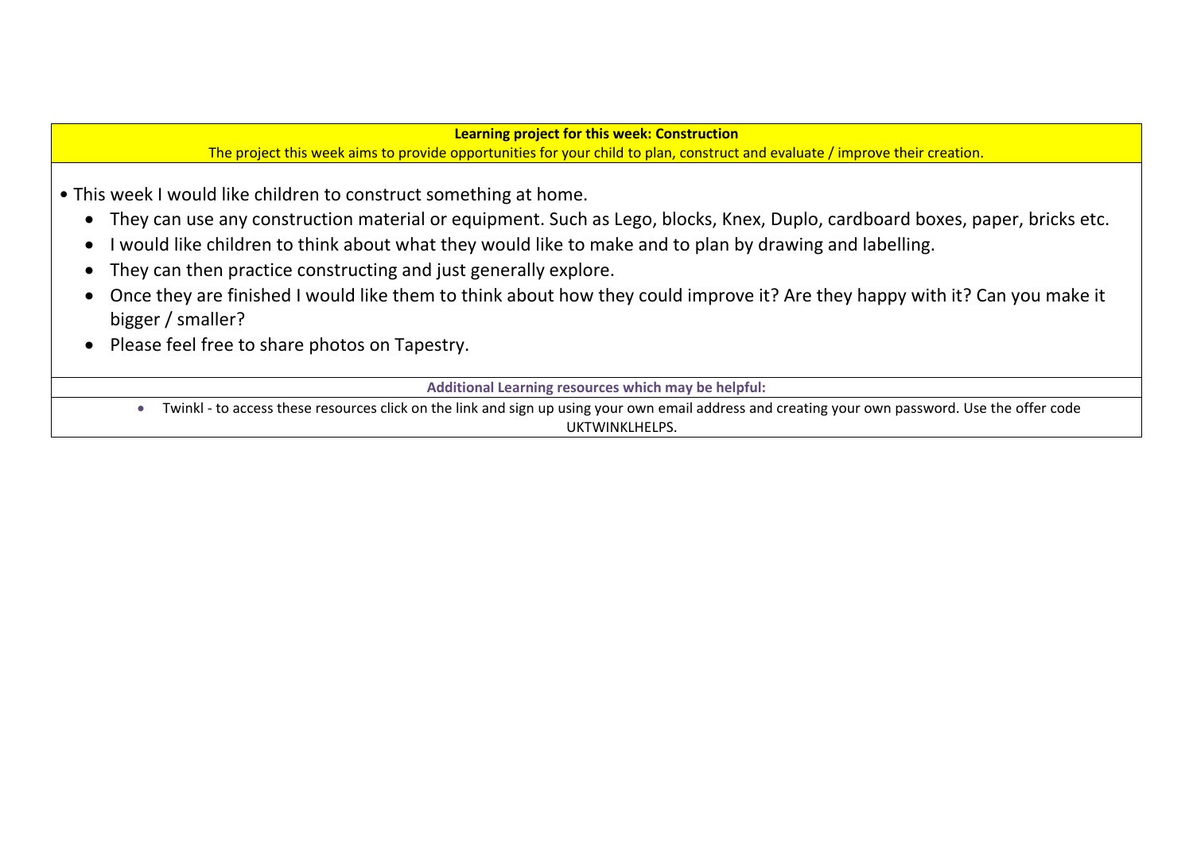**Learning project for this week: Construction**

The project this week aims to provide opportunities for your child to plan, construct and evaluate / improve their creation.

- This week I would like children to construct something at home.
  - They can use any construction material or equipment. Such as Lego, blocks, Knex, Duplo, cardboard boxes, paper, bricks etc.
  - I would like children to think about what they would like to make and to plan by drawing and labelling.
  - They can then practice constructing and just generally explore.
  - Once they are finished I would like them to think about how they could improve it? Are they happy with it? Can you make it bigger / smaller?
  - Please feel free to share photos on Tapestry.

**Additional Learning resources which may be helpful:**

- Twinkl - to access these resources click on the link and sign up using your own email address and creating your own password. Use the offer code UKTWINKLHELPS.